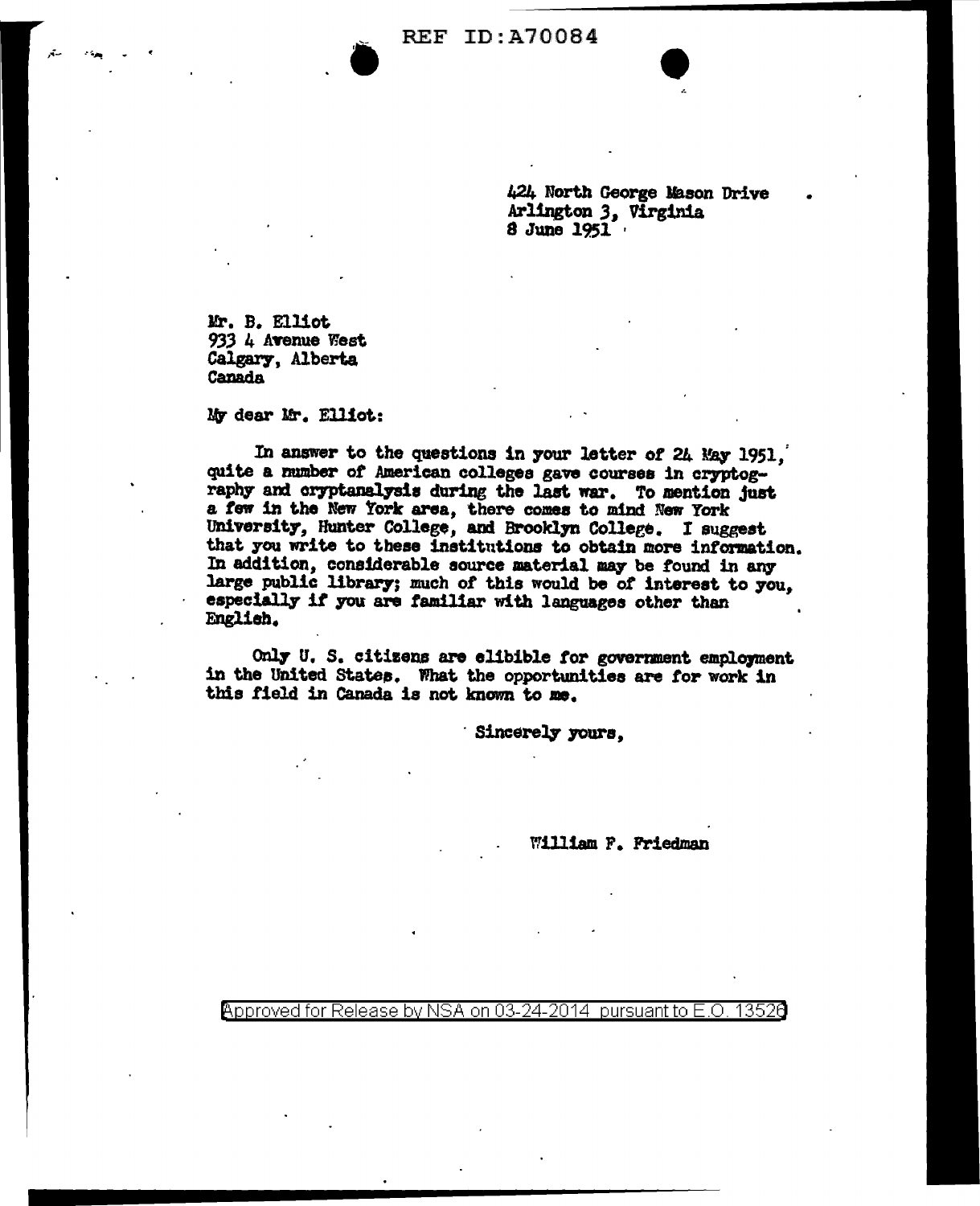424 North George Mason Drive
Arlington 3, Virginia
8 June 1951

Mr. B. Elliot
933 4 Avenue West
Calgary, Alberta
Canada

My dear Mr. Elliot:

In answer to the questions in your letter of 24 May 1951, quite a number of American colleges gave courses in cryptography and cryptanalysis during the last war. To mention just a few in the New York area, there comes to mind New York University, Hunter College, and Brooklyn College. I suggest that you write to these institutions to obtain more information. In addition, considerable source material may be found in any large public library; much of this would be of interest to you, especially if you are familiar with languages other than English.

Only U. S. citizens are elibible for government employment in the United States. What the opportunities are for work in this field in Canada is not known to me.

Sincerely yours,

William F. Friedman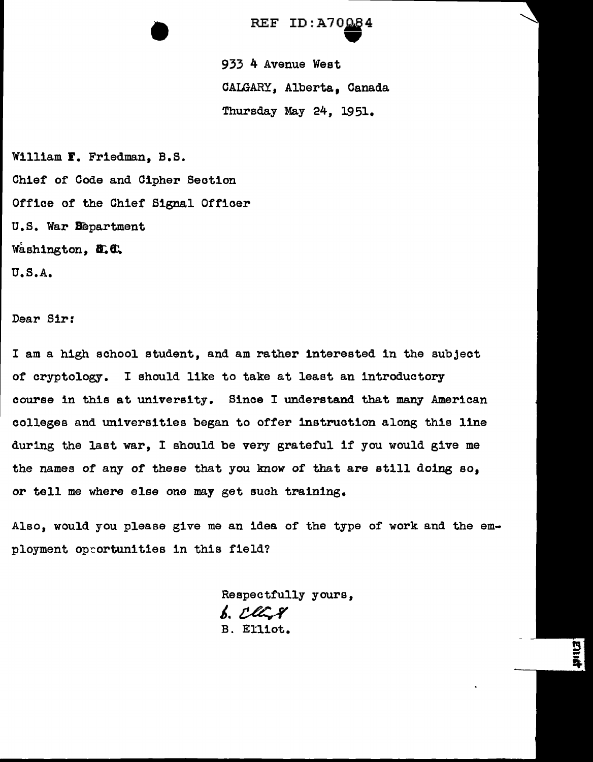REF ID:A70084

933 4 Avenue West
CALGARY, Alberta, Canada
Thursday May 24, 1951.

William F. Friedman, B.S.
Chief of Code and Cipher Section
Office of the Chief Signal Officer
U.S. War Department
Washington, D.C.
U.S.A.

Dear Sir:

I am a high school student, and am rather interested in the subject of cryptology. I should like to take at least an introductory course in this at university. Since I understand that many American colleges and universities began to offer instruction along this line during the last war, I should be very grateful if you would give me the names of any of these that you know of that are still doing so, or tell me where else one may get such training.

Also, would you please give me an idea of the type of work and the employment opportunities in this field?

Respectfully yours,
B. Elliot
B. Elliot.

Elliot